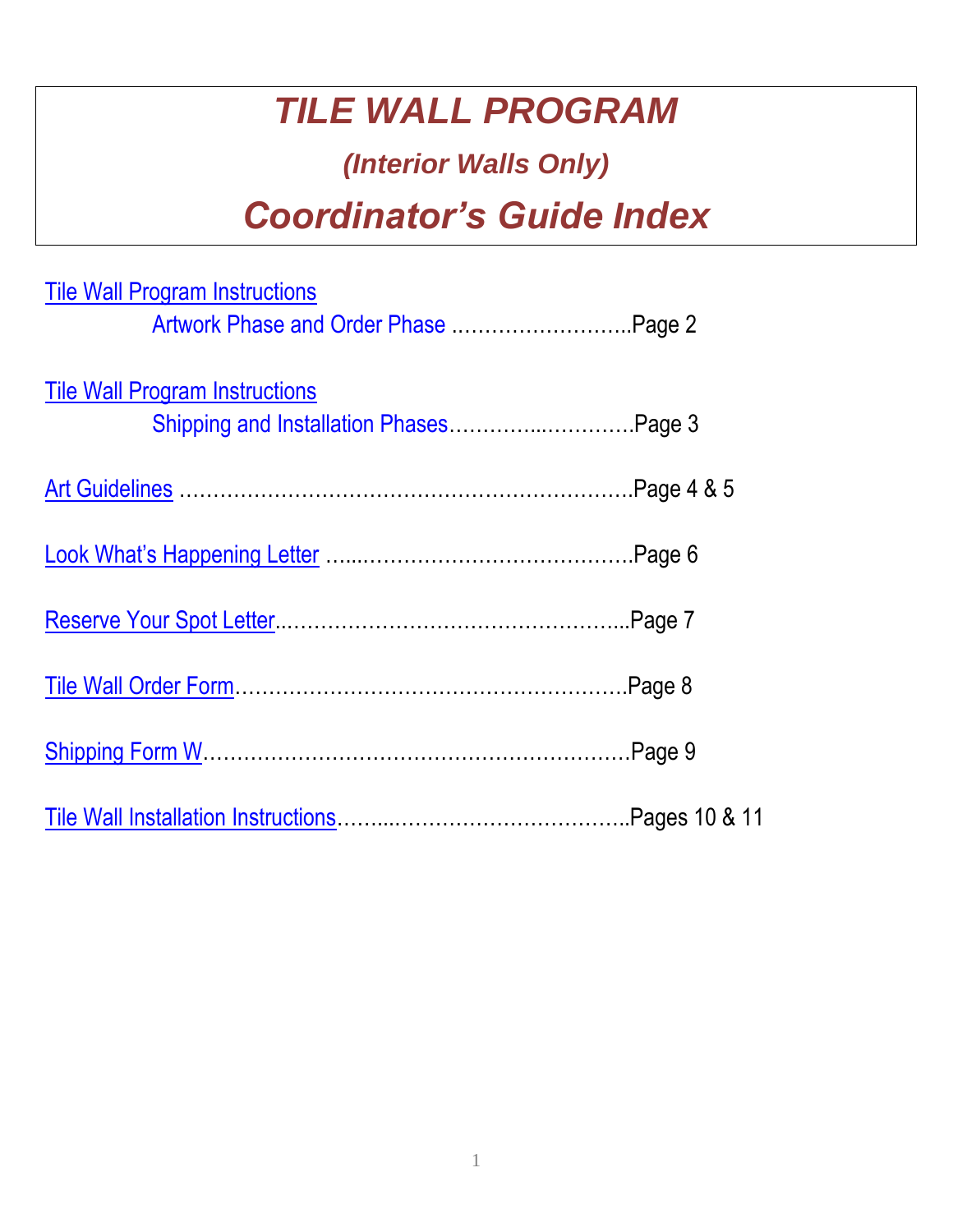# *TILE WALL PROGRAM*

### *(Interior Walls Only)*

## *Coordinator's Guide Index*

Tile Wall Program Instructions
Artwork Phase and Order Phase ……………………..Page 2

Tile Wall Program Instructions
Shipping and Installation Phases…………..………….Page 3

Art Guidelines ………………………………………………………….Page 4 & 5

Look What's Happening Letter …...…………………………………….Page 6

Reserve Your Spot Letter..……………………………………………...Page 7

Tile Wall Order Form…………………………………………………Page 8

Shipping Form W………………………………………………………Page 9

Tile Wall Installation Instructions……...……………………………..Pages 10 & 11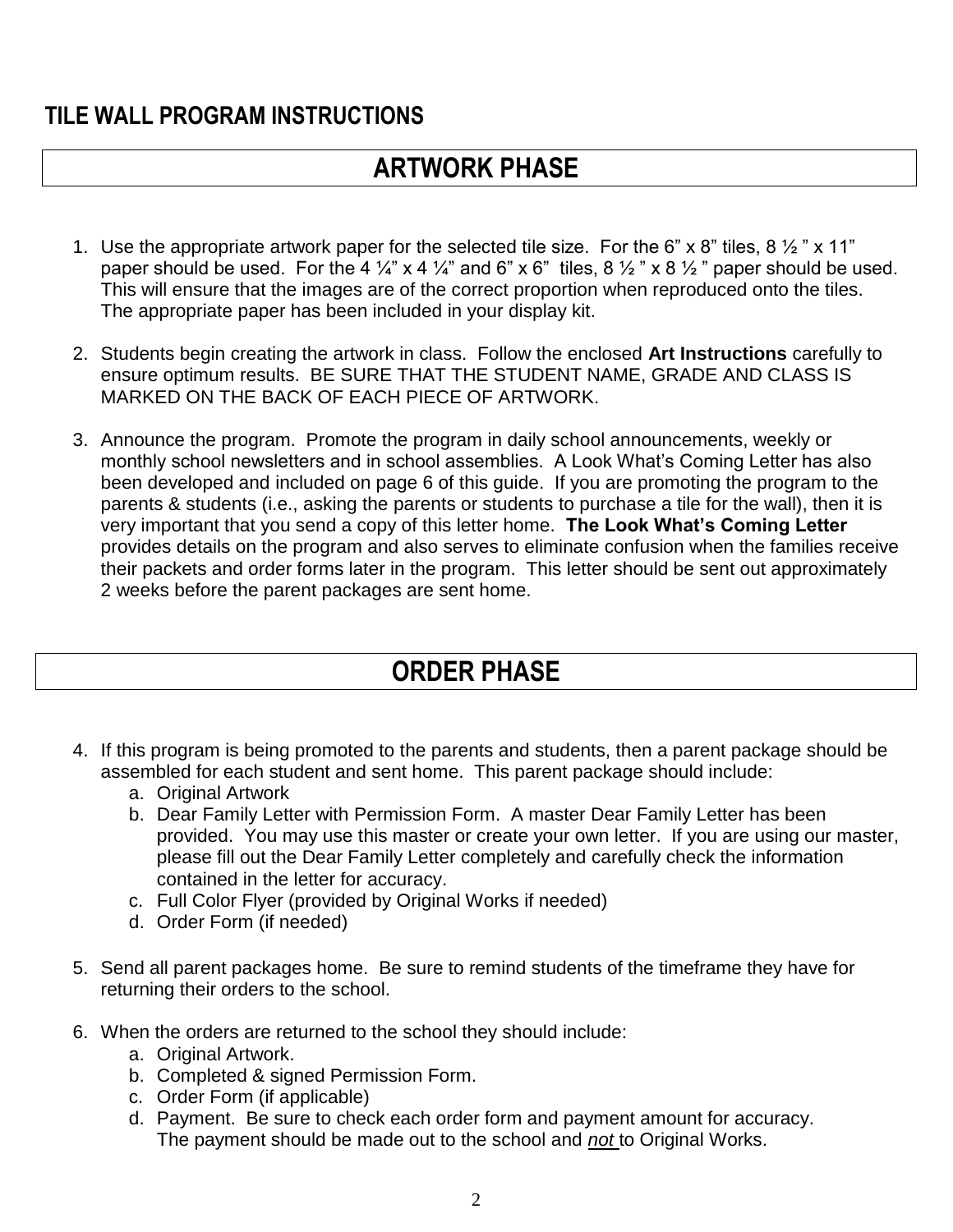# TILE WALL PROGRAM INSTRUCTIONS

## ARTWORK PHASE

1. Use the appropriate artwork paper for the selected tile size. For the 6" x 8" tiles, 8 ½ " x 11" paper should be used. For the 4 ¼" x 4 ¼" and 6" x 6" tiles, 8 ½ " x 8 ½ " paper should be used. This will ensure that the images are of the correct proportion when reproduced onto the tiles. The appropriate paper has been included in your display kit.

2. Students begin creating the artwork in class. Follow the enclosed **Art Instructions** carefully to ensure optimum results. BE SURE THAT THE STUDENT NAME, GRADE AND CLASS IS MARKED ON THE BACK OF EACH PIECE OF ARTWORK.

3. Announce the program. Promote the program in daily school announcements, weekly or monthly school newsletters and in school assemblies. A Look What's Coming Letter has also been developed and included on page 6 of this guide. If you are promoting the program to the parents & students (i.e., asking the parents or students to purchase a tile for the wall), then it is very important that you send a copy of this letter home. **The Look What's Coming Letter** provides details on the program and also serves to eliminate confusion when the families receive their packets and order forms later in the program. This letter should be sent out approximately 2 weeks before the parent packages are sent home.

## ORDER PHASE

4. If this program is being promoted to the parents and students, then a parent package should be assembled for each student and sent home. This parent package should include:
   a. Original Artwork
   b. Dear Family Letter with Permission Form. A master Dear Family Letter has been provided. You may use this master or create your own letter. If you are using our master, please fill out the Dear Family Letter completely and carefully check the information contained in the letter for accuracy.
   c. Full Color Flyer (provided by Original Works if needed)
   d. Order Form (if needed)

5. Send all parent packages home. Be sure to remind students of the timeframe they have for returning their orders to the school.

6. When the orders are returned to the school they should include:
   a. Original Artwork.
   b. Completed & signed Permission Form.
   c. Order Form (if applicable)
   d. Payment. Be sure to check each order form and payment amount for accuracy. The payment should be made out to the school and ***not*** to Original Works.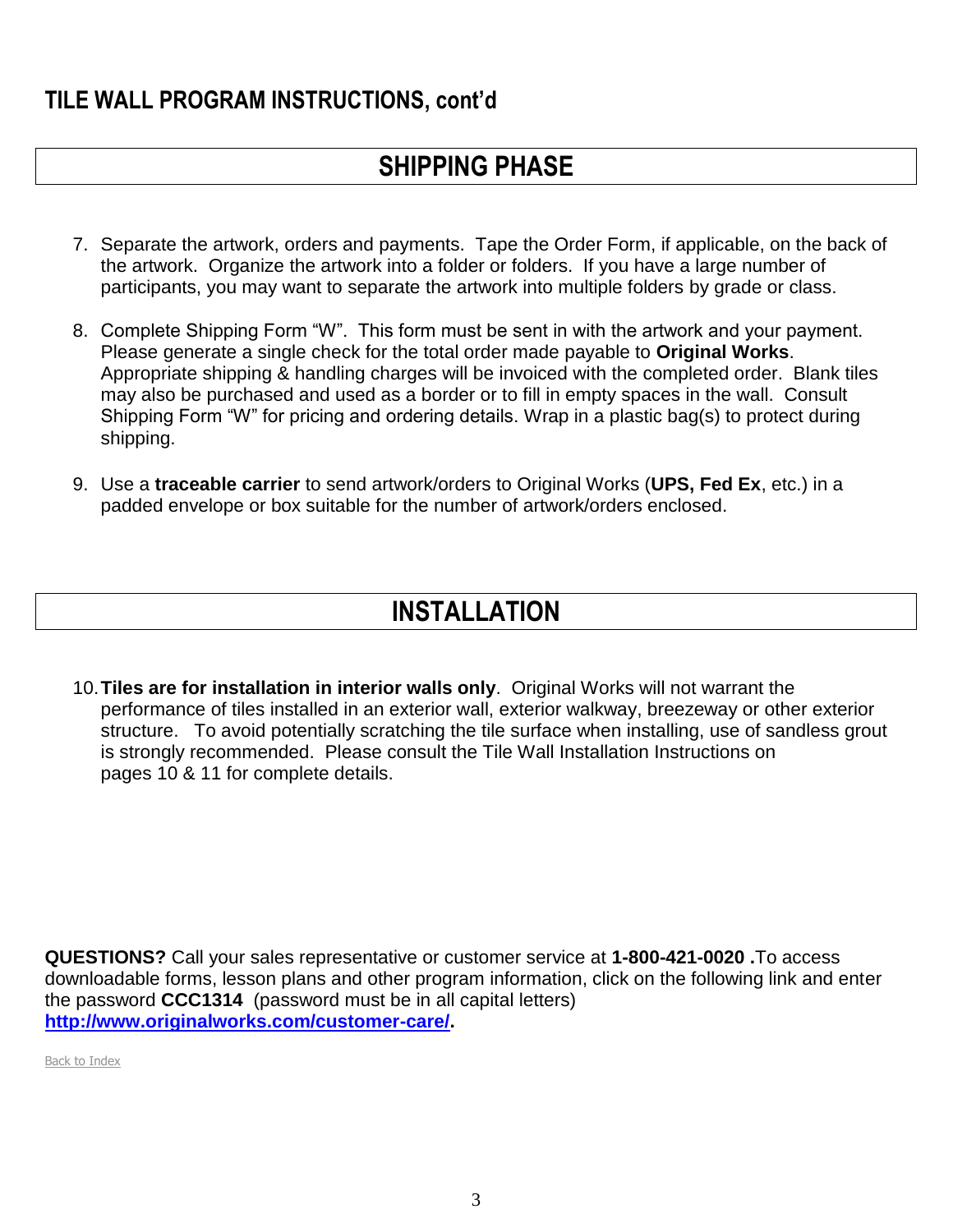## TILE WALL PROGRAM INSTRUCTIONS, cont'd

## SHIPPING PHASE

7. Separate the artwork, orders and payments. Tape the Order Form, if applicable, on the back of the artwork. Organize the artwork into a folder or folders. If you have a large number of participants, you may want to separate the artwork into multiple folders by grade or class.

8. Complete Shipping Form "W". This form must be sent in with the artwork and your payment. Please generate a single check for the total order made payable to **Original Works**. Appropriate shipping & handling charges will be invoiced with the completed order. Blank tiles may also be purchased and used as a border or to fill in empty spaces in the wall. Consult Shipping Form "W" for pricing and ordering details. Wrap in a plastic bag(s) to protect during shipping.

9. Use a **traceable carrier** to send artwork/orders to Original Works (**UPS, Fed Ex**, etc.) in a padded envelope or box suitable for the number of artwork/orders enclosed.

## INSTALLATION

10. **Tiles are for installation in interior walls only**. Original Works will not warrant the performance of tiles installed in an exterior wall, exterior walkway, breezeway or other exterior structure. To avoid potentially scratching the tile surface when installing, use of sandless grout is strongly recommended. Please consult the Tile Wall Installation Instructions on pages 10 & 11 for complete details.

**QUESTIONS?** Call your sales representative or customer service at **1-800-421-0020 .**To access downloadable forms, lesson plans and other program information, click on the following link and enter the password **CCC1314** (password must be in all capital letters) **http://www.originalworks.com/customer-care/.**

Back to Index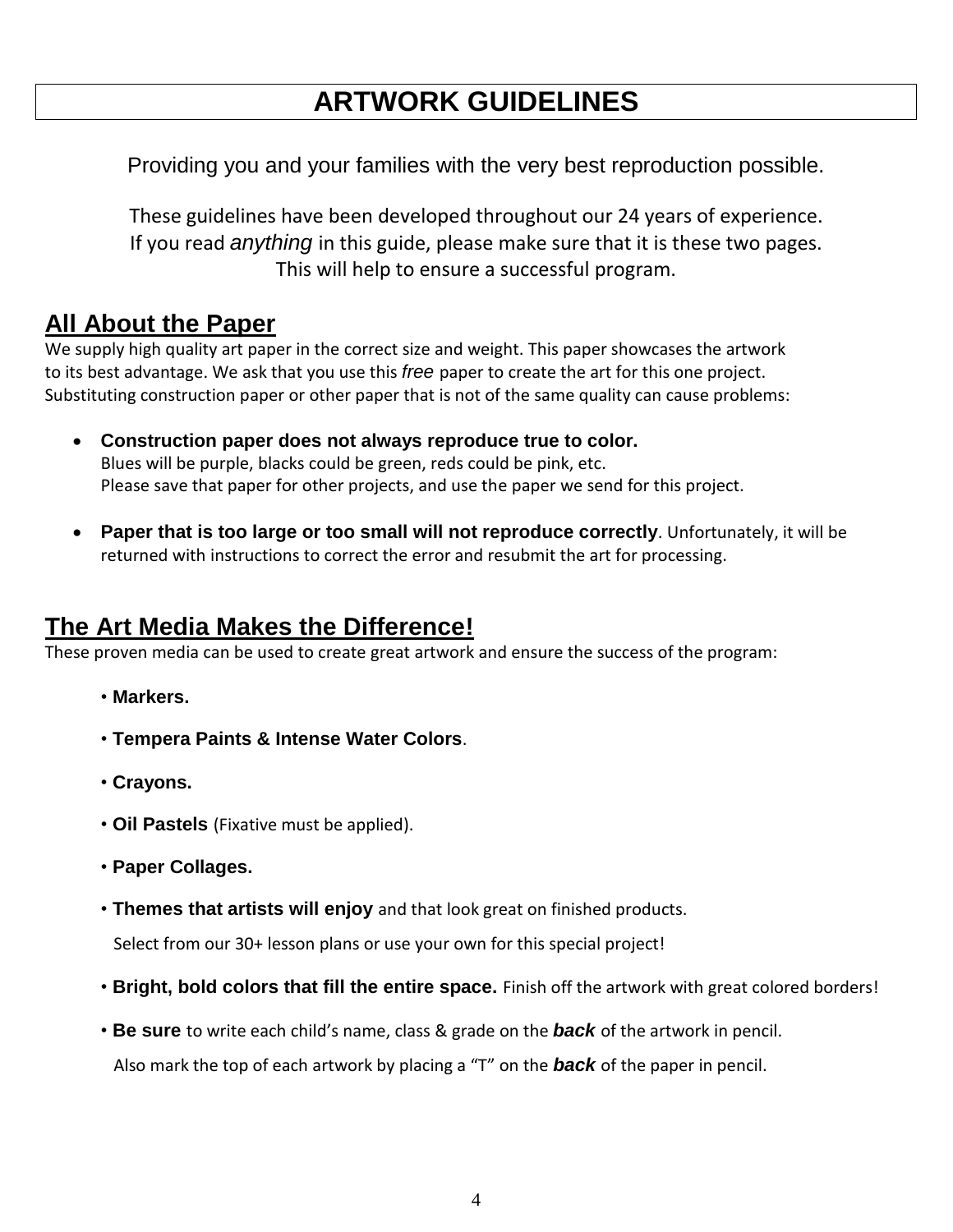# ARTWORK GUIDELINES

Providing you and your families with the very best reproduction possible.

These guidelines have been developed throughout our 24 years of experience.
If you read *anything* in this guide, please make sure that it is these two pages.
This will help to ensure a successful program.

## All About the Paper

We supply high quality art paper in the correct size and weight. This paper showcases the artwork to its best advantage. We ask that you use this *free* paper to create the art for this one project. Substituting construction paper or other paper that is not of the same quality can cause problems:

- **Construction paper does not always reproduce true to color.**
  Blues will be purple, blacks could be green, reds could be pink, etc.
  Please save that paper for other projects, and use the paper we send for this project.

- **Paper that is too large or too small will not reproduce correctly**. Unfortunately, it will be returned with instructions to correct the error and resubmit the art for processing.

## The Art Media Makes the Difference!

These proven media can be used to create great artwork and ensure the success of the program:

- **Markers.**
- **Tempera Paints & Intense Water Colors**.
- **Crayons.**
- **Oil Pastels** (Fixative must be applied).
- **Paper Collages.**
- **Themes that artists will enjoy** and that look great on finished products.

  Select from our 30+ lesson plans or use your own for this special project!
- **Bright, bold colors that fill the entire space.** Finish off the artwork with great colored borders!
- **Be sure** to write each child's name, class & grade on the ***back*** of the artwork in pencil.

  Also mark the top of each artwork by placing a "T" on the ***back*** of the paper in pencil.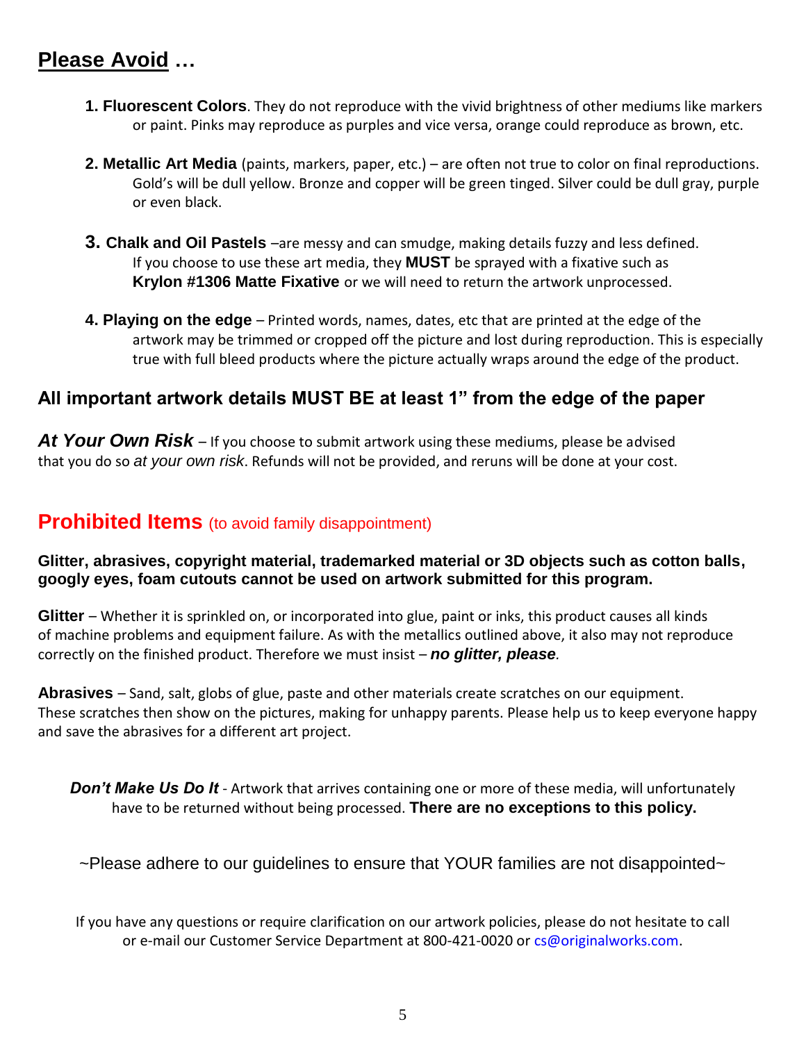## Please Avoid …

1. **Fluorescent Colors**. They do not reproduce with the vivid brightness of other mediums like markers or paint. Pinks may reproduce as purples and vice versa, orange could reproduce as brown, etc.

2. **Metallic Art Media** (paints, markers, paper, etc.) – are often not true to color on final reproductions. Gold's will be dull yellow. Bronze and copper will be green tinged. Silver could be dull gray, purple or even black.

3. **Chalk and Oil Pastels** –are messy and can smudge, making details fuzzy and less defined. If you choose to use these art media, they **MUST** be sprayed with a fixative such as **Krylon #1306 Matte Fixative** or we will need to return the artwork unprocessed.

4. **Playing on the edge** – Printed words, names, dates, etc that are printed at the edge of the artwork may be trimmed or cropped off the picture and lost during reproduction. This is especially true with full bleed products where the picture actually wraps around the edge of the product.

### All important artwork details MUST BE at least 1" from the edge of the paper

***At Your Own Risk*** – If you choose to submit artwork using these mediums, please be advised that you do so *at your own risk*. Refunds will not be provided, and reruns will be done at your cost.

## Prohibited Items (to avoid family disappointment)

**Glitter, abrasives, copyright material, trademarked material or 3D objects such as cotton balls, googly eyes, foam cutouts cannot be used on artwork submitted for this program.**

**Glitter** – Whether it is sprinkled on, or incorporated into glue, paint or inks, this product causes all kinds of machine problems and equipment failure. As with the metallics outlined above, it also may not reproduce correctly on the finished product. Therefore we must insist – ***no glitter, please***.

**Abrasives** – Sand, salt, globs of glue, paste and other materials create scratches on our equipment. These scratches then show on the pictures, making for unhappy parents. Please help us to keep everyone happy and save the abrasives for a different art project.

***Don't Make Us Do It*** - Artwork that arrives containing one or more of these media, will unfortunately have to be returned without being processed. **There are no exceptions to this policy.**

~Please adhere to our guidelines to ensure that YOUR families are not disappointed~

If you have any questions or require clarification on our artwork policies, please do not hesitate to call or e-mail our Customer Service Department at 800-421-0020 or cs@originalworks.com.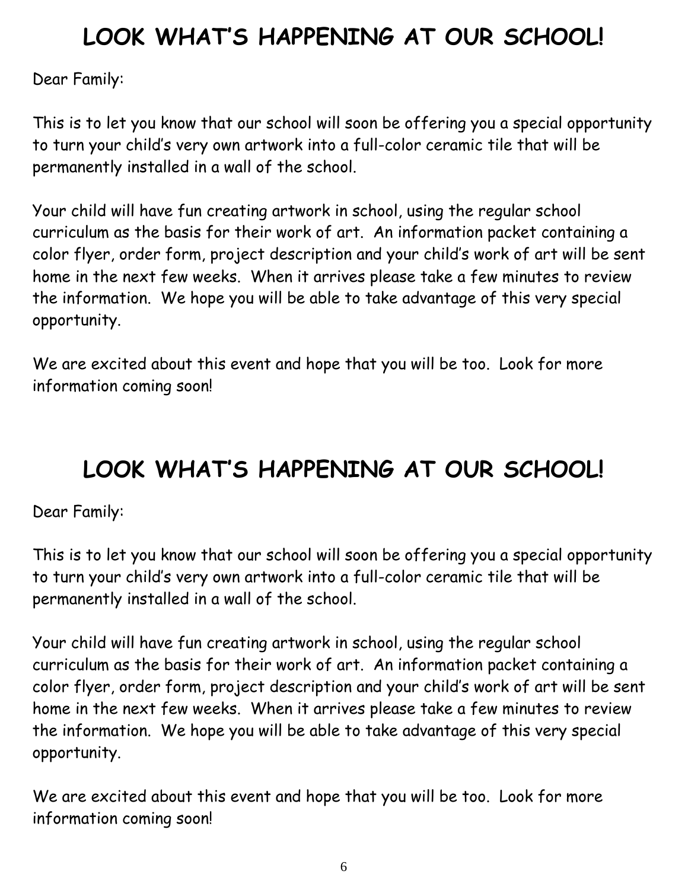# LOOK WHAT'S HAPPENING AT OUR SCHOOL!

Dear Family:

This is to let you know that our school will soon be offering you a special opportunity to turn your child's very own artwork into a full-color ceramic tile that will be permanently installed in a wall of the school.

Your child will have fun creating artwork in school, using the regular school curriculum as the basis for their work of art. An information packet containing a color flyer, order form, project description and your child's work of art will be sent home in the next few weeks. When it arrives please take a few minutes to review the information. We hope you will be able to take advantage of this very special opportunity.

We are excited about this event and hope that you will be too. Look for more information coming soon!

# LOOK WHAT'S HAPPENING AT OUR SCHOOL!

Dear Family:

This is to let you know that our school will soon be offering you a special opportunity to turn your child's very own artwork into a full-color ceramic tile that will be permanently installed in a wall of the school.

Your child will have fun creating artwork in school, using the regular school curriculum as the basis for their work of art. An information packet containing a color flyer, order form, project description and your child's work of art will be sent home in the next few weeks. When it arrives please take a few minutes to review the information. We hope you will be able to take advantage of this very special opportunity.

We are excited about this event and hope that you will be too. Look for more information coming soon!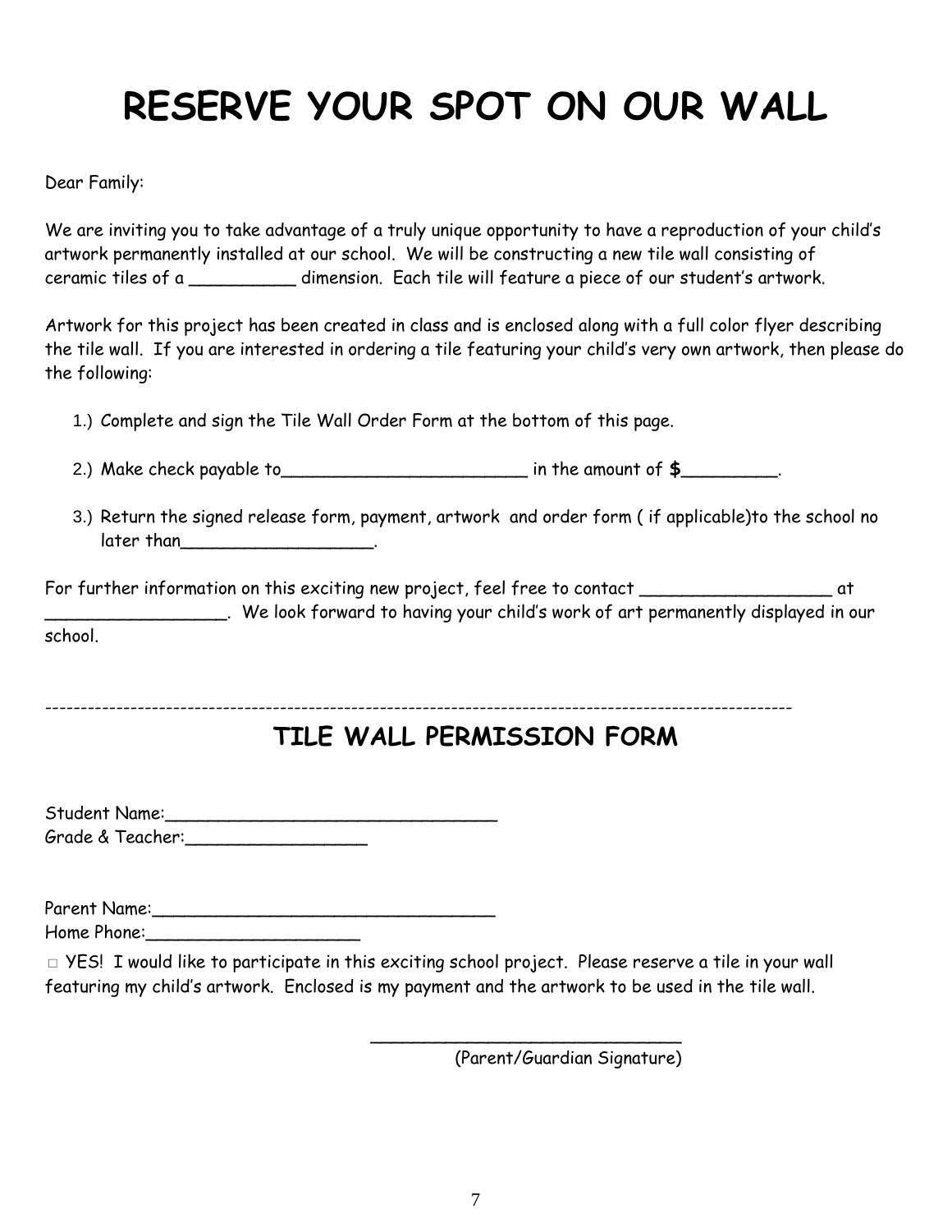# RESERVE YOUR SPOT ON OUR WALL

Dear Family:

We are inviting you to take advantage of a truly unique opportunity to have a reproduction of your child's artwork permanently installed at our school. We will be constructing a new tile wall consisting of ceramic tiles of a __________ dimension. Each tile will feature a piece of our student's artwork.

Artwork for this project has been created in class and is enclosed along with a full color flyer describing the tile wall. If you are interested in ordering a tile featuring your child's very own artwork, then please do the following:

1.) Complete and sign the Tile Wall Order Form at the bottom of this page.

2.) Make check payable to________________________ in the amount of **$**_________.

3.) Return the signed release form, payment, artwork and order form ( if applicable)to the school no later than___________________.

For further information on this exciting new project, feel free to contact __________________ at _________________. We look forward to having your child's work of art permanently displayed in our school.

---

## TILE WALL PERMISSION FORM

Student Name:________________________________
Grade & Teacher:_________________

Parent Name:_________________________________
Home Phone:____________________

□ YES! I would like to participate in this exciting school project. Please reserve a tile in your wall featuring my child's artwork. Enclosed is my payment and the artwork to be used in the tile wall.

______________________________
(Parent/Guardian Signature)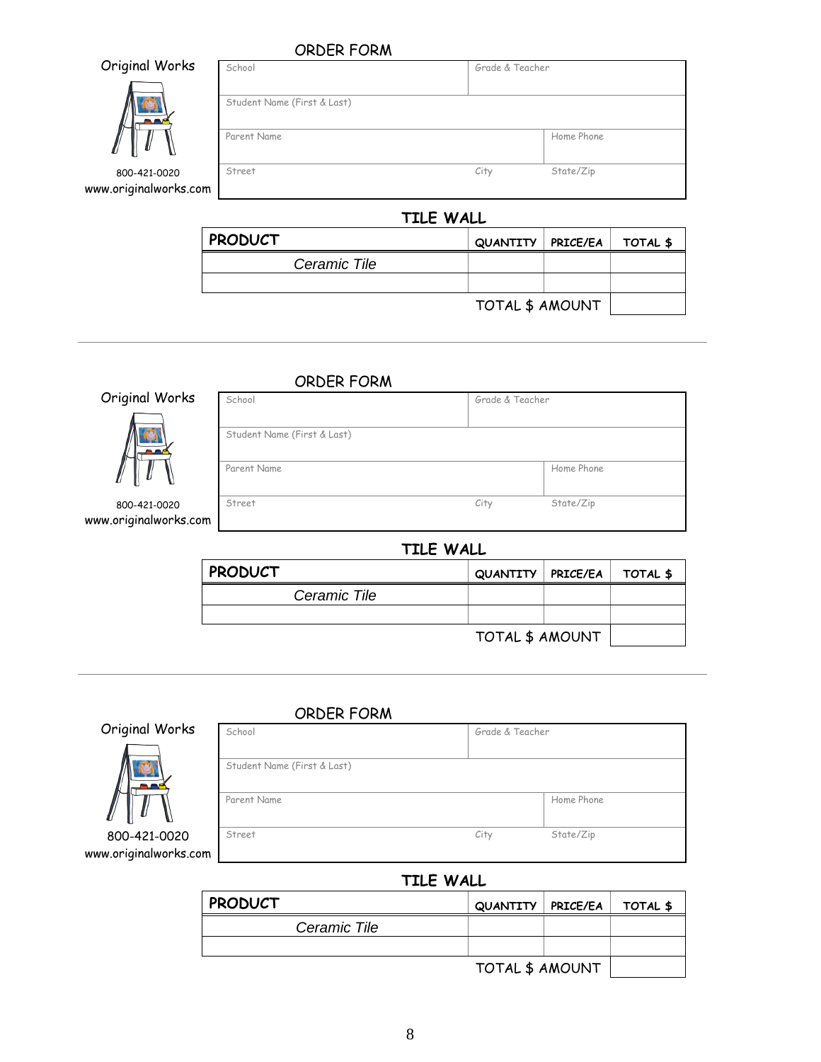## ORDER FORM

Original Works

800-421-0020
www.originalworks.com

| School | | Grade & Teacher |
|---|---|---|
| Student Name (First & Last) | | |
| Parent Name | | Home Phone |
| Street | City | State/Zip |

### TILE WALL

| PRODUCT | QUANTITY | PRICE/EA | TOTAL $ |
|---|---|---|---|
| *Ceramic Tile* | | | |
| | | | |
| | | TOTAL $ AMOUNT | |

---

## ORDER FORM

Original Works

800-421-0020
www.originalworks.com

| School | | Grade & Teacher |
|---|---|---|
| Student Name (First & Last) | | |
| Parent Name | | Home Phone |
| Street | City | State/Zip |

### TILE WALL

| PRODUCT | QUANTITY | PRICE/EA | TOTAL $ |
|---|---|---|---|
| *Ceramic Tile* | | | |
| | | | |
| | | TOTAL $ AMOUNT | |

---

## ORDER FORM

Original Works

800-421-0020
www.originalworks.com

| School | | Grade & Teacher |
|---|---|---|
| Student Name (First & Last) | | |
| Parent Name | | Home Phone |
| Street | City | State/Zip |

### TILE WALL

| PRODUCT | QUANTITY | PRICE/EA | TOTAL $ |
|---|---|---|---|
| *Ceramic Tile* | | | |
| | | | |
| | | TOTAL $ AMOUNT | |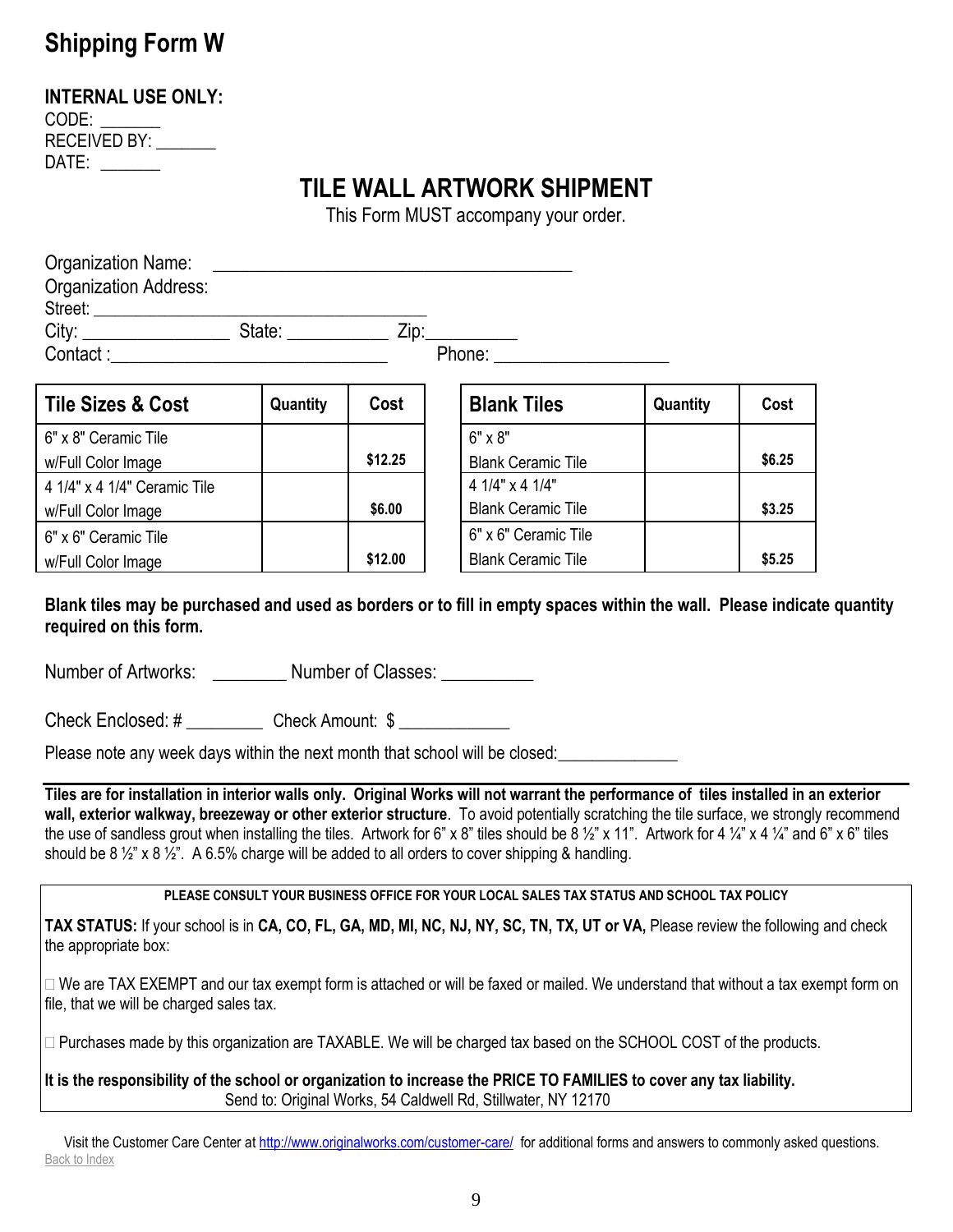# Shipping Form W

**INTERNAL USE ONLY:**
CODE: _______
RECEIVED BY: _______
DATE: _______

## TILE WALL ARTWORK SHIPMENT

This Form MUST accompany your order.

Organization Name: ______________________________________
Organization Address:
Street: ____________________________________
City: _______________ State: ___________ Zip:_________
Contact :____________________________ Phone: __________________

| Tile Sizes & Cost | Quantity | Cost |
|---|---|---|
| 6" x 8" Ceramic Tile w/Full Color Image | | **$12.25** |
| 4 1/4" x 4 1/4" Ceramic Tile w/Full Color Image | | **$6.00** |
| 6" x 6" Ceramic Tile w/Full Color Image | | **$12.00** |

| Blank Tiles | Quantity | Cost |
|---|---|---|
| 6" x 8" Blank Ceramic Tile | | **$6.25** |
| 4 1/4" x 4 1/4" Blank Ceramic Tile | | **$3.25** |
| 6" x 6" Ceramic Tile Blank Ceramic Tile | | **$5.25** |

**Blank tiles may be purchased and used as borders or to fill in empty spaces within the wall. Please indicate quantity required on this form.**

Number of Artworks: ________ Number of Classes: __________

Check Enclosed: # ________ Check Amount: $ ____________

Please note any week days within the next month that school will be closed:_____________

**Tiles are for installation in interior walls only. Original Works will not warrant the performance of tiles installed in an exterior wall, exterior walkway, breezeway or other exterior structure**. To avoid potentially scratching the tile surface, we strongly recommend the use of sandless grout when installing the tiles. Artwork for 6" x 8" tiles should be 8 ½" x 11". Artwork for 4 ¼" x 4 ¼" and 6" x 6" tiles should be 8 ½" x 8 ½". A 6.5% charge will be added to all orders to cover shipping & handling.

**PLEASE CONSULT YOUR BUSINESS OFFICE FOR YOUR LOCAL SALES TAX STATUS AND SCHOOL TAX POLICY**

**TAX STATUS:** If your school is in **CA, CO, FL, GA, MD, MI, NC, NJ, NY, SC, TN, TX, UT or VA,** Please review the following and check the appropriate box:

☐ We are TAX EXEMPT and our tax exempt form is attached or will be faxed or mailed. We understand that without a tax exempt form on file, that we will be charged sales tax.

☐ Purchases made by this organization are TAXABLE. We will be charged tax based on the SCHOOL COST of the products.

**It is the responsibility of the school or organization to increase the PRICE TO FAMILIES to cover any tax liability.**
Send to: Original Works, 54 Caldwell Rd, Stillwater, NY 12170

Visit the Customer Care Center at http://www.originalworks.com/customer-care/ for additional forms and answers to commonly asked questions.
Back to Index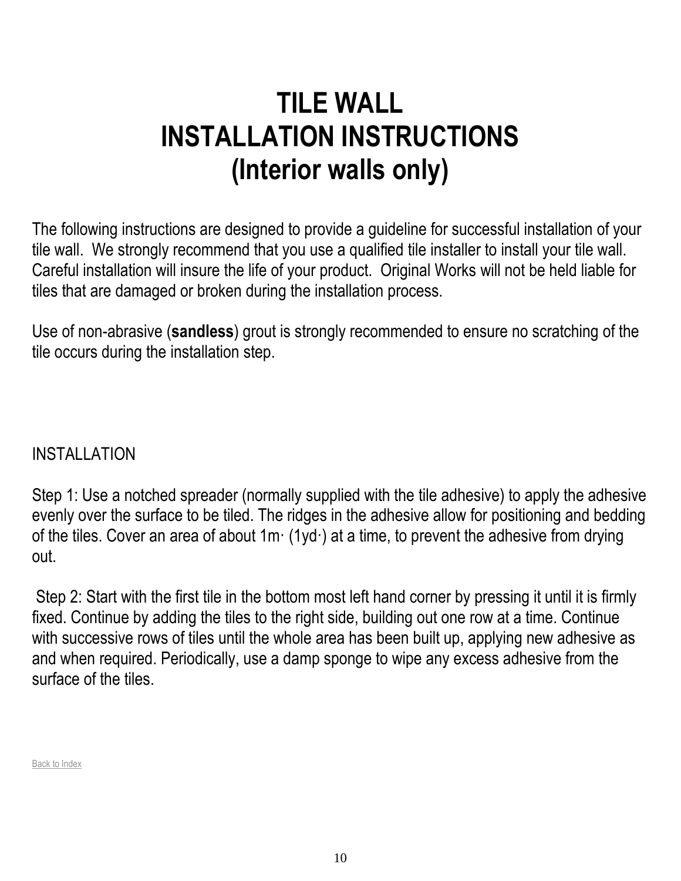# TILE WALL
# INSTALLATION INSTRUCTIONS
# (Interior walls only)

The following instructions are designed to provide a guideline for successful installation of your tile wall. We strongly recommend that you use a qualified tile installer to install your tile wall. Careful installation will insure the life of your product. Original Works will not be held liable for tiles that are damaged or broken during the installation process.

Use of non-abrasive (**sandless**) grout is strongly recommended to ensure no scratching of the tile occurs during the installation step.

INSTALLATION

Step 1: Use a notched spreader (normally supplied with the tile adhesive) to apply the adhesive evenly over the surface to be tiled. The ridges in the adhesive allow for positioning and bedding of the tiles. Cover an area of about 1m· (1yd·) at a time, to prevent the adhesive from drying out.

Step 2: Start with the first tile in the bottom most left hand corner by pressing it until it is firmly fixed. Continue by adding the tiles to the right side, building out one row at a time. Continue with successive rows of tiles until the whole area has been built up, applying new adhesive as and when required. Periodically, use a damp sponge to wipe any excess adhesive from the surface of the tiles.

Back to Index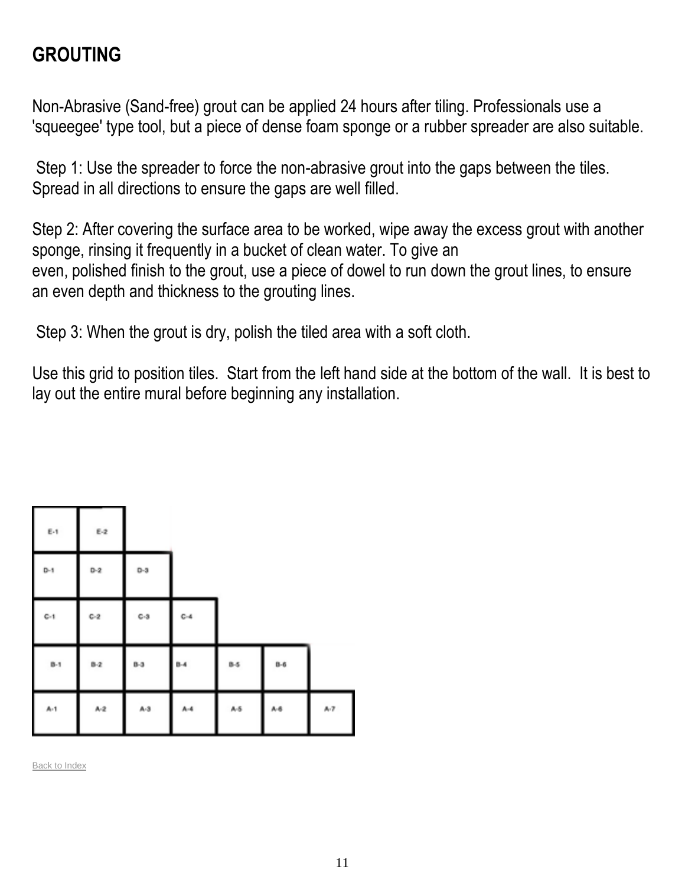## GROUTING

Non-Abrasive (Sand-free) grout can be applied 24 hours after tiling. Professionals use a 'squeegee' type tool, but a piece of dense foam sponge or a rubber spreader are also suitable.

Step 1: Use the spreader to force the non-abrasive grout into the gaps between the tiles. Spread in all directions to ensure the gaps are well filled.

Step 2: After covering the surface area to be worked, wipe away the excess grout with another sponge, rinsing it frequently in a bucket of clean water. To give an even, polished finish to the grout, use a piece of dowel to run down the grout lines, to ensure an even depth and thickness to the grouting lines.

Step 3: When the grout is dry, polish the tiled area with a soft cloth.

Use this grid to position tiles. Start from the left hand side at the bottom of the wall. It is best to lay out the entire mural before beginning any installation.

| | | | | | | |
|---|---|---|---|---|---|---|
| E-1 | E-2 | | | | | |
| D-1 | D-2 | D-3 | | | | |
| C-1 | C-2 | C-3 | C-4 | | | |
| B-1 | B-2 | B-3 | B-4 | B-5 | B-6 | |
| A-1 | A-2 | A-3 | A-4 | A-5 | A-6 | A-7 |

Back to Index